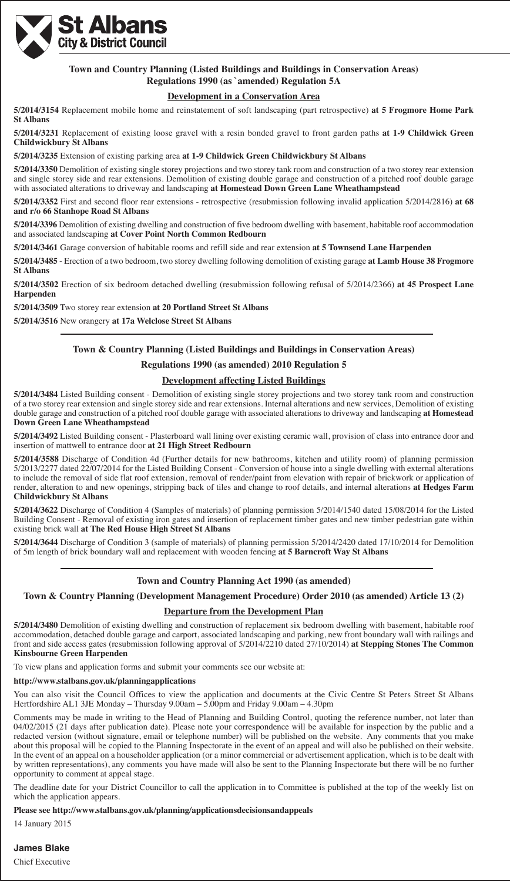**St Albans City & District Council**

## Town and Country Planning (Listed Buildings and Buildings in Conservation Areas) Regulations 1990 (as `amended) Regulation 5A

### Development in a Conservation Area

**5/2014/3154** Replacement mobile home and reinstatement of soft landscaping (part retrospective) **at 5 Frogmore Home Park St Albans**

**5/2014/3231** Replacement of existing loose gravel with a resin bonded gravel to front garden paths **at 1-9 Childwick Green Childwickbury St Albans**

**5/2014/3235** Extension of existing parking area **at 1-9 Childwick Green Childwickbury St Albans**

**5/2014/3350** Demolition of existing single storey projections and two storey tank room and construction of a two storey rear extension and single storey side and rear extensions. Demolition of existing double garage and construction of a pitched roof double garage with associated alterations to driveway and landscaping **at Homestead Down Green Lane Wheathampstead**

**5/2014/3352** First and second floor rear extensions - retrospective (resubmission following invalid application 5/2014/2816) **at 68 and r/o 66 Stanhope Road St Albans**

**5/2014/3396** Demolition of existing dwelling and construction of five bedroom dwelling with basement, habitable roof accommodation and associated landscaping **at Cover Point North Common Redbourn**

**5/2014/3461** Garage conversion of habitable rooms and refill side and rear extension **at 5 Townsend Lane Harpenden**

**5/2014/3485** - Erection of a two bedroom, two storey dwelling following demolition of existing garage **at Lamb House 38 Frogmore St Albans**

**5/2014/3502** Erection of six bedroom detached dwelling (resubmission following refusal of 5/2014/2366) **at 45 Prospect Lane Harpenden**

**5/2014/3509** Two storey rear extension **at 20 Portland Street St Albans**

**5/2014/3516** New orangery **at 17a Welclose Street St Albans**

---

## Town & Country Planning (Listed Buildings and Buildings in Conservation Areas)

## Regulations 1990 (as amended) 2010 Regulation 5

### Development affecting Listed Buildings

**5/2014/3484** Listed Building consent - Demolition of existing single storey projections and two storey tank room and construction of a two storey rear extension and single storey side and rear extensions. Internal alterations and new services, Demolition of existing double garage and construction of a pitched roof double garage with associated alterations to driveway and landscaping **at Homestead Down Green Lane Wheathampstead**

**5/2014/3492** Listed Building consent - Plasterboard wall lining over existing ceramic wall, provision of class into entrance door and insertion of mattwell to entrance door **at 21 High Street Redbourn**

**5/2014/3588** Discharge of Condition 4d (Further details for new bathrooms, kitchen and utility room) of planning permission 5/2013/2277 dated 22/07/2014 for the Listed Building Consent - Conversion of house into a single dwelling with external alterations to include the removal of side flat roof extension, removal of render/paint from elevation with repair of brickwork or application of render, alteration to and new openings, stripping back of tiles and change to roof details, and internal alterations **at Hedges Farm Childwickbury St Albans**

**5/2014/3622** Discharge of Condition 4 (Samples of materials) of planning permission 5/2014/1540 dated 15/08/2014 for the Listed Building Consent - Removal of existing iron gates and insertion of replacement timber gates and new timber pedestrian gate within existing brick wall **at The Red House High Street St Albans**

**5/2014/3644** Discharge of Condition 3 (sample of materials) of planning permission 5/2014/2420 dated 17/10/2014 for Demolition of 5m length of brick boundary wall and replacement with wooden fencing **at 5 Barncroft Way St Albans**

---

## Town and Country Planning Act 1990 (as amended)

## Town & Country Planning (Development Management Procedure) Order 2010 (as amended) Article 13 (2)

### Departure from the Development Plan

**5/2014/3480** Demolition of existing dwelling and construction of replacement six bedroom dwelling with basement, habitable roof accommodation, detached double garage and carport, associated landscaping and parking, new front boundary wall with railings and front and side access gates (resubmission following approval of 5/2014/2210 dated 27/10/2014) **at Stepping Stones The Common Kinsbourne Green Harpenden**

To view plans and application forms and submit your comments see our website at:

**http://www.stalbans.gov.uk/planningapplications**

You can also visit the Council Offices to view the application and documents at the Civic Centre St Peters Street St Albans Hertfordshire AL1 3JE Monday – Thursday 9.00am – 5.00pm and Friday 9.00am – 4.30pm

Comments may be made in writing to the Head of Planning and Building Control, quoting the reference number, not later than 04/02/2015 (21 days after publication date). Please note your correspondence will be available for inspection by the public and a redacted version (without signature, email or telephone number) will be published on the website. Any comments that you make about this proposal will be copied to the Planning Inspectorate in the event of an appeal and will also be published on their website. In the event of an appeal on a householder application (or a minor commercial or advertisement application, which is to be dealt with by written representations), any comments you have made will also be sent to the Planning Inspectorate but there will be no further opportunity to comment at appeal stage.

The deadline date for your District Councillor to call the application in to Committee is published at the top of the weekly list on which the application appears.

**Please see http://www.stalbans.gov.uk/planning/applicationsdecisionsandappeals**

14 January 2015

**James Blake**

Chief Executive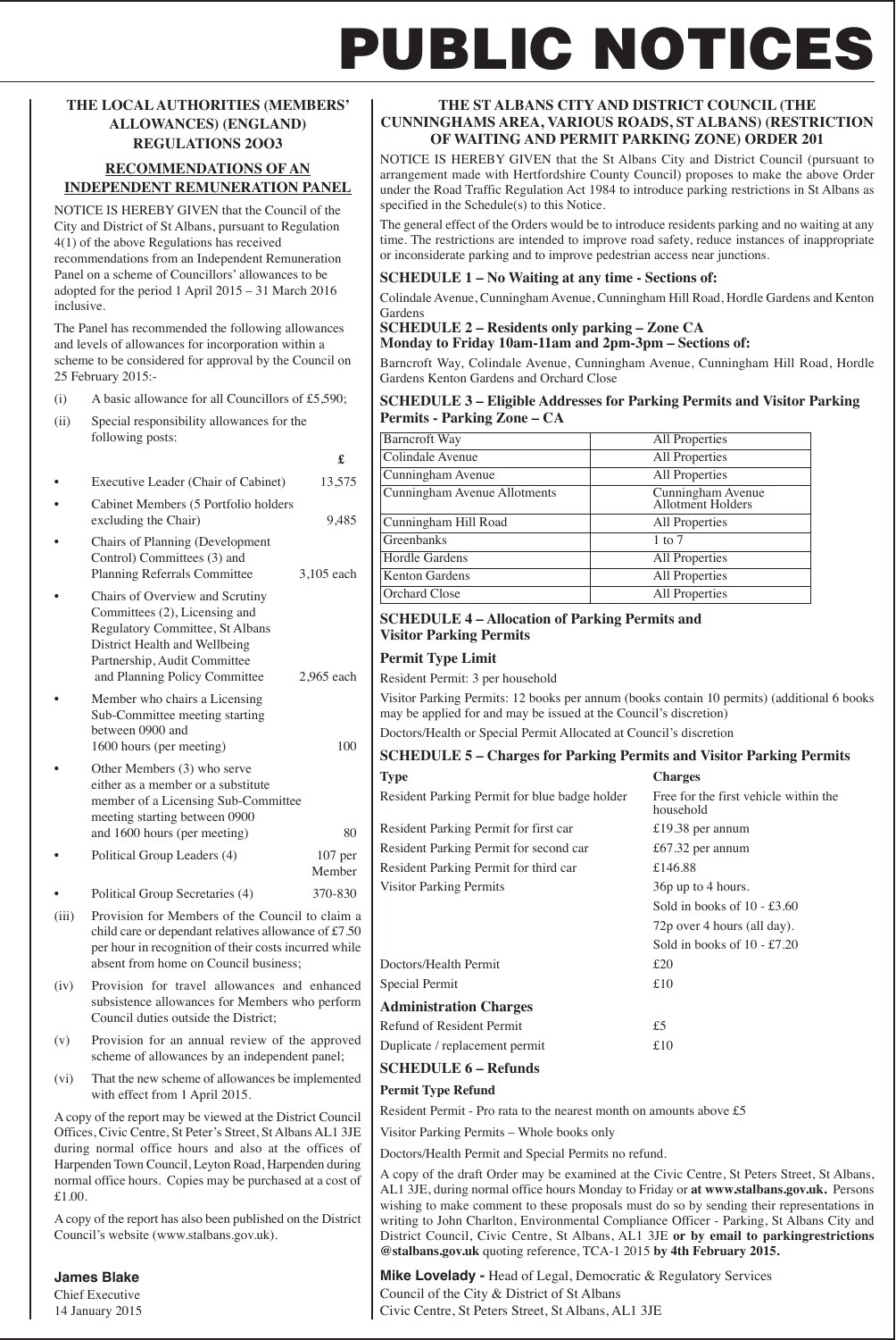# PUBLIC NOTICES

## THE LOCAL AUTHORITIES (MEMBERS' ALLOWANCES) (ENGLAND) REGULATIONS 2OO3

### RECOMMENDATIONS OF AN INDEPENDENT REMUNERATION PANEL

NOTICE IS HEREBY GIVEN that the Council of the City and District of St Albans, pursuant to Regulation 4(1) of the above Regulations has received recommendations from an Independent Remuneration Panel on a scheme of Councillors' allowances to be adopted for the period 1 April 2015 – 31 March 2016 inclusive.

The Panel has recommended the following allowances and levels of allowances for incorporation within a scheme to be considered for approval by the Council on 25 February 2015:-

(i) A basic allowance for all Councillors of £5,590;

(ii) Special responsibility allowances for the following posts:

| | £ |
|---|---|
| • Executive Leader (Chair of Cabinet) | 13,575 |
| • Cabinet Members (5 Portfolio holders excluding the Chair) | 9,485 |
| • Chairs of Planning (Development Control) Committees (3) and Planning Referrals Committee | 3,105 each |
| • Chairs of Overview and Scrutiny Committees (2), Licensing and Regulatory Committee, St Albans District Health and Wellbeing Partnership, Audit Committee and Planning Policy Committee | 2,965 each |
| • Member who chairs a Licensing Sub-Committee meeting starting between 0900 and 1600 hours (per meeting) | 100 |
| • Other Members (3) who serve either as a member or a substitute member of a Licensing Sub-Committee meeting starting between 0900 and 1600 hours (per meeting) | 80 |
| • Political Group Leaders (4) | 107 per Member |
| • Political Group Secretaries (4) | 370-830 |

(iii) Provision for Members of the Council to claim a child care or dependant relatives allowance of £7.50 per hour in recognition of their costs incurred while absent from home on Council business;

(iv) Provision for travel allowances and enhanced subsistence allowances for Members who perform Council duties outside the District;

(v) Provision for an annual review of the approved scheme of allowances by an independent panel;

(vi) That the new scheme of allowances be implemented with effect from 1 April 2015.

A copy of the report may be viewed at the District Council Offices, Civic Centre, St Peter's Street, St Albans AL1 3JE during normal office hours and also at the offices of Harpenden Town Council, Leyton Road, Harpenden during normal office hours. Copies may be purchased at a cost of £1.00.

A copy of the report has also been published on the District Council's website (www.stalbans.gov.uk).

**James Blake**
Chief Executive
14 January 2015

## THE ST ALBANS CITY AND DISTRICT COUNCIL (THE CUNNINGHAMS AREA, VARIOUS ROADS, ST ALBANS) (RESTRICTION OF WAITING AND PERMIT PARKING ZONE) ORDER 201

NOTICE IS HEREBY GIVEN that the St Albans City and District Council (pursuant to arrangement made with Hertfordshire County Council) proposes to make the above Order under the Road Traffic Regulation Act 1984 to introduce parking restrictions in St Albans as specified in the Schedule(s) to this Notice.

The general effect of the Orders would be to introduce residents parking and no waiting at any time. The restrictions are intended to improve road safety, reduce instances of inappropriate or inconsiderate parking and to improve pedestrian access near junctions.

**SCHEDULE 1 – No Waiting at any time - Sections of:**

Colindale Avenue, Cunningham Avenue, Cunningham Hill Road, Hordle Gardens and Kenton Gardens

**SCHEDULE 2 – Residents only parking – Zone CA**
**Monday to Friday 10am-11am and 2pm-3pm – Sections of:**

Barncroft Way, Colindale Avenue, Cunningham Avenue, Cunningham Hill Road, Hordle Gardens Kenton Gardens and Orchard Close

**SCHEDULE 3 – Eligible Addresses for Parking Permits and Visitor Parking Permits - Parking Zone – CA**

| | |
|---|---|
| Barncroft Way | All Properties |
| Colindale Avenue | All Properties |
| Cunningham Avenue | All Properties |
| Cunningham Avenue Allotments | Cunningham Avenue Allotment Holders |
| Cunningham Hill Road | All Properties |
| Greenbanks | 1 to 7 |
| Hordle Gardens | All Properties |
| Kenton Gardens | All Properties |
| Orchard Close | All Properties |

**SCHEDULE 4 – Allocation of Parking Permits and Visitor Parking Permits**

**Permit Type Limit**

Resident Permit: 3 per household

Visitor Parking Permits: 12 books per annum (books contain 10 permits) (additional 6 books may be applied for and may be issued at the Council's discretion)

Doctors/Health or Special Permit Allocated at Council's discretion

**SCHEDULE 5 – Charges for Parking Permits and Visitor Parking Permits**

| Type | Charges |
|---|---|
| Resident Parking Permit for blue badge holder | Free for the first vehicle within the household |
| Resident Parking Permit for first car | £19.38 per annum |
| Resident Parking Permit for second car | £67.32 per annum |
| Resident Parking Permit for third car | £146.88 |
| Visitor Parking Permits | 36p up to 4 hours. |
| | Sold in books of 10 - £3.60 |
| | 72p over 4 hours (all day). |
| | Sold in books of 10 - £7.20 |
| Doctors/Health Permit | £20 |
| Special Permit | £10 |
| **Administration Charges** | |
| Refund of Resident Permit | £5 |
| Duplicate / replacement permit | £10 |

**SCHEDULE 6 – Refunds**

**Permit Type Refund**

Resident Permit - Pro rata to the nearest month on amounts above £5

Visitor Parking Permits – Whole books only

Doctors/Health Permit and Special Permits no refund.

A copy of the draft Order may be examined at the Civic Centre, St Peters Street, St Albans, AL1 3JE, during normal office hours Monday to Friday or **at www.stalbans.gov.uk.** Persons wishing to make comment to these proposals must do so by sending their representations in writing to John Charlton, Environmental Compliance Officer - Parking, St Albans City and District Council, Civic Centre, St Albans, AL1 3JE **or by email to parkingrestrictions @stalbans.gov.uk** quoting reference, TCA-1 2015 **by 4th February 2015.**

**Mike Lovelady -** Head of Legal, Democratic & Regulatory Services
Council of the City & District of St Albans
Civic Centre, St Peters Street, St Albans, AL1 3JE